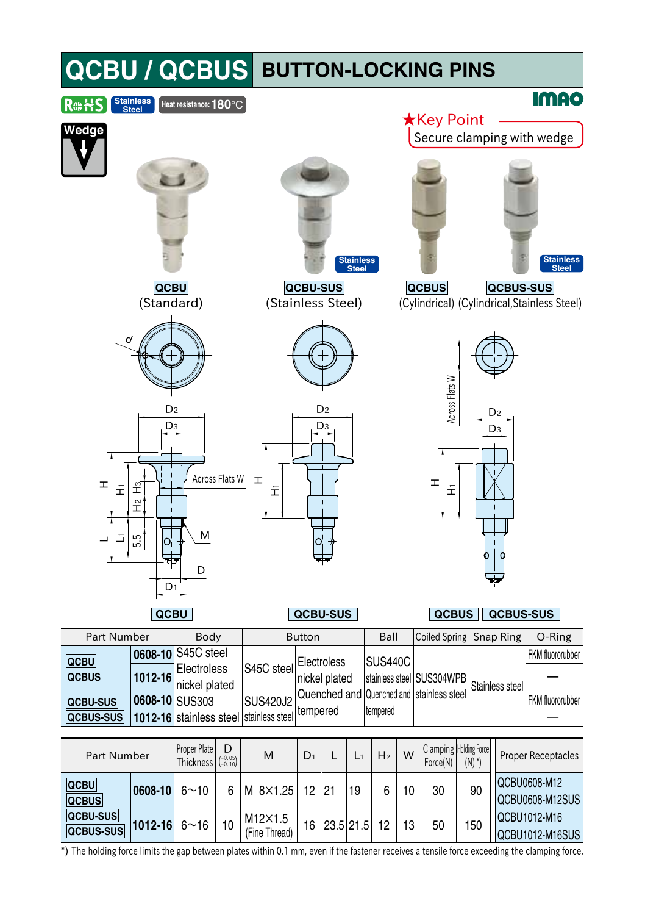# QCBU / QCBUS BUTTON-LOCKING PINS

RoHS | Stainless Steel | Heat resistance: 180°C

IMAO

Wedge

★Key Point
Secure clamping with wedge

**QCBU** (Standard) **QCBU-SUS** (Stainless Steel) **QCBUS** (Cylindrical) **QCBUS-SUS** (Cylindrical,Stainless Steel)

QCBU | QCBU-SUS | QCBUS | QCBUS-SUS

| Part Number | | Body | Button | | Ball | Coiled Spring | Snap Ring | O-Ring |
|---|---|---|---|---|---|---|---|---|
| QCBU<br>QCBUS | 0608-10 | S45C steel<br>Electroless nickel plated | S45C steel | Electroless nickel plated | SUS440C stainless steel Quenched and tempered | SUS304WPB stainless steel | Stainless steel | FKM fluororubber |
| | 1012-16 | | | | | | | — |
| QCBU-SUS<br>QCBUS-SUS | 0608-10 | SUS303 stainless steel | SUS420J2 stainless steel | Quenched and tempered | | | | FKM fluororubber |
| | 1012-16 | | | | | | | — |

| Part Number | | Proper Plate Thickness | D $\left(^{-0.05}_{-0.10}\right)$ | M | $D_1$ | L | $L_1$ | $H_2$ | W | Clamping Force(N) | Holding Force (N) *) | Proper Receptacles |
|---|---|---|---|---|---|---|---|---|---|---|---|---|
| QCBU<br>QCBUS<br>QCBU-SUS<br>QCBUS-SUS | 0608-10 | 6~10 | 6 | M 8×1.25 | 12 | 21 | 19 | 6 | 10 | 30 | 90 | QCBU0608-M12<br>QCBU0608-M12SUS |
| | 1012-16 | 6~16 | 10 | M12×1.5 (Fine Thread) | 16 | 23.5 | 21.5 | 12 | 13 | 50 | 150 | QCBU1012-M16<br>QCBU1012-M16SUS |

*) The holding force limits the gap between plates within 0.1 mm, even if the fastener receives a tensile force exceeding the clamping force.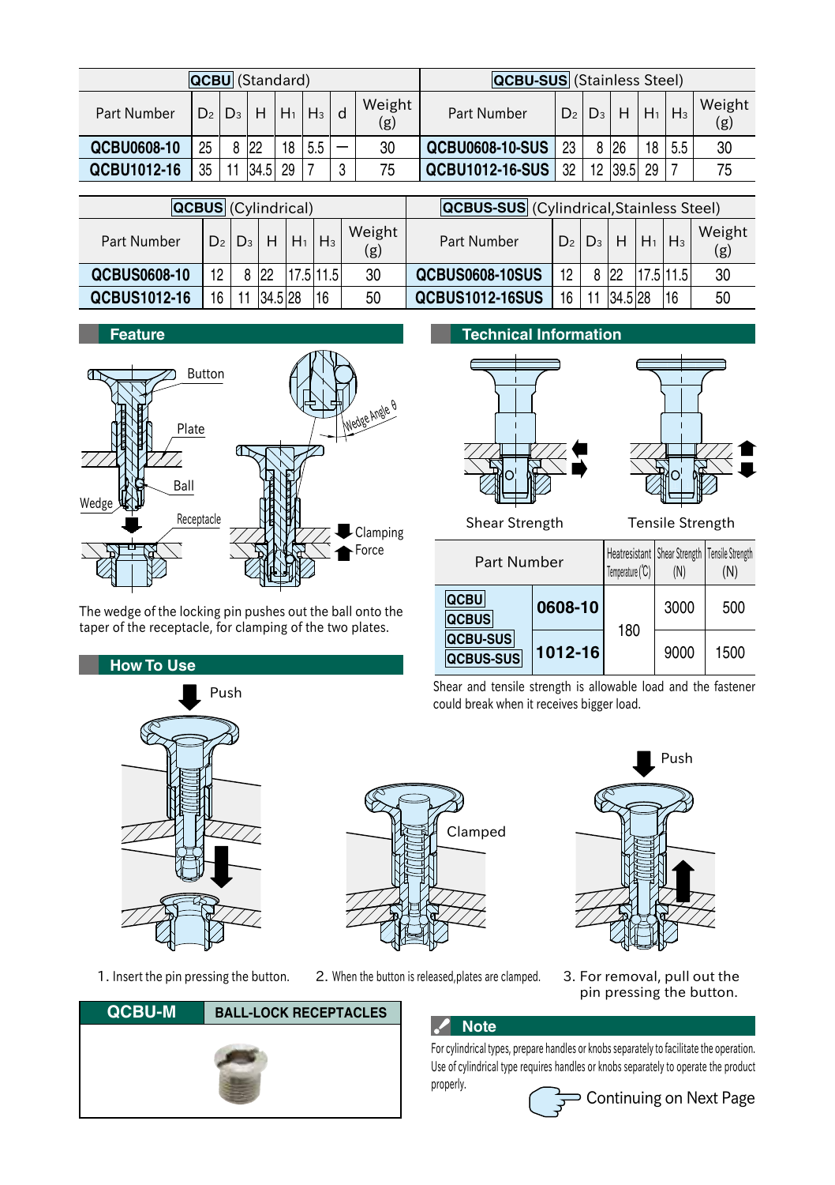| QCBU (Standard) | | | | | | | | QCBU-SUS (Stainless Steel) | | | | | | |
|---|---|---|---|---|---|---|---|---|---|---|---|---|---|---|
| Part Number | $D_2$ | $D_3$ | H | $H_1$ | $H_3$ | d | Weight (g) | Part Number | $D_2$ | $D_3$ | H | $H_1$ | $H_3$ | Weight (g) |
| QCBU0608-10 | 25 | 8 | 22 | 18 | 5.5 | — | 30 | QCBU0608-10-SUS | 23 | 8 | 26 | 18 | 5.5 | 30 |
| QCBU1012-16 | 35 | 11 | 34.5 | 29 | 7 | 3 | 75 | QCBU1012-16-SUS | 32 | 12 | 39.5 | 29 | 7 | 75 |

| QCBUS (Cylindrical) | | | | | | | QCBUS-SUS (Cylindrical,Stainless Steel) | | | | | | |
|---|---|---|---|---|---|---|---|---|---|---|---|---|---|
| Part Number | $D_2$ | $D_3$ | H | $H_1$ | $H_3$ | Weight (g) | Part Number | $D_2$ | $D_3$ | H | $H_1$ | $H_3$ | Weight (g) |
| QCBUS0608-10 | 12 | 8 | 22 | 17.5 | 11.5 | 30 | QCBUS0608-10SUS | 12 | 8 | 22 | 17.5 | 11.5 | 30 |
| QCBUS1012-16 | 16 | 11 | 34.5 | 28 | 16 | 50 | QCBUS1012-16SUS | 16 | 11 | 34.5 | 28 | 16 | 50 |

## Feature

Button

Plate

Ball

Wedge

Receptacle

Wedge Angle θ

Clamping Force

The wedge of the locking pin pushes out the ball onto the taper of the receptacle, for clamping of the two plates.

## Technical Information

Shear Strength

Tensile Strength

| Part Number | | Heatresistant Temperature (℃) | Shear Strength (N) | Tensile Strength (N) |
|---|---|---|---|---|
| QCBU QCBUS QCBU-SUS QCBUS-SUS | 0608-10 | 180 | 3000 | 500 |
| | 1012-16 | | 9000 | 1500 |

Shear and tensile strength is allowable load and the fastener could break when it receives bigger load.

## How To Use

Push

Clamped

Push

1. Insert the pin pressing the button.
2. When the button is released,plates are clamped.
3. For removal, pull out the pin pressing the button.

## QCBU-M BALL-LOCK RECEPTACLES

## Note

For cylindrical types, prepare handles or knobs separately to facilitate the operation. Use of cylindrical type requires handles or knobs separately to operate the product properly.

Continuing on Next Page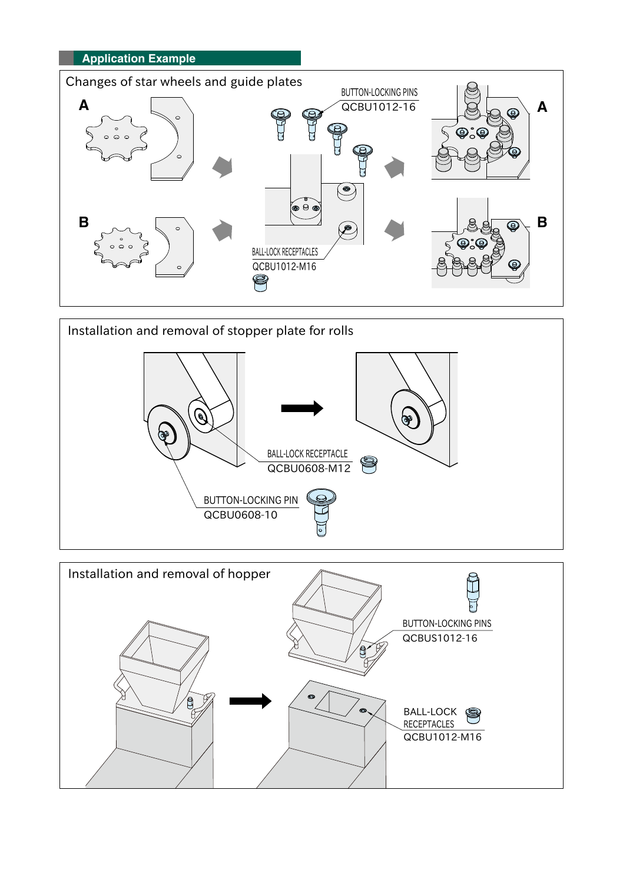## Application Example

### Changes of star wheels and guide plates

A

B

BUTTON-LOCKING PINS
QCBU1012-16

BALL-LOCK RECEPTACLES
QCBU1012-M16

A

B

### Installation and removal of stopper plate for rolls

BALL-LOCK RECEPTACLE
QCBU0608-M12

BUTTON-LOCKING PIN
QCBU0608-10

### Installation and removal of hopper

BUTTON-LOCKING PINS
QCBUS1012-16

BALL-LOCK RECEPTACLES
QCBU1012-M16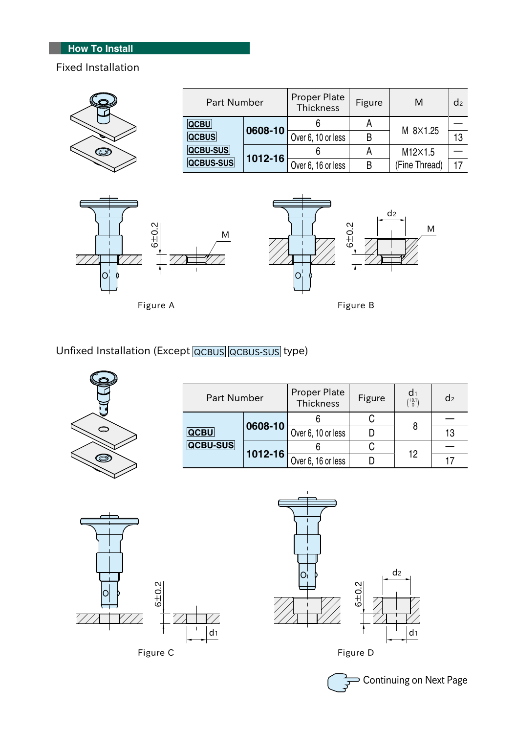## How To Install

### Fixed Installation

| Part Number | | Proper Plate Thickness | Figure | M | $d_2$ |
|---|---|---|---|---|---|
| QCBU QCBUS QCBU-SUS QCBUS-SUS | 0608-10 | 6 | A | M 8×1.25 | — |
| | | Over 6, 10 or less | B | | 13 |
| | 1012-16 | 6 | A | M12×1.5 (Fine Thread) | — |
| | | Over 6, 16 or less | B | | 17 |

Figure A

Figure B

### Unfixed Installation (Except QCBUS QCBUS-SUS type)

| Part Number | | Proper Plate Thickness | Figure | $d_1$ $\binom{+0.1}{0}$ | $d_2$ |
|---|---|---|---|---|---|
| QCBU QCBU-SUS | 0608-10 | 6 | C | 8 | — |
| | | Over 6, 10 or less | D | | 13 |
| | 1012-16 | 6 | C | 12 | — |
| | | Over 6, 16 or less | D | | 17 |

Figure C

Figure D

Continuing on Next Page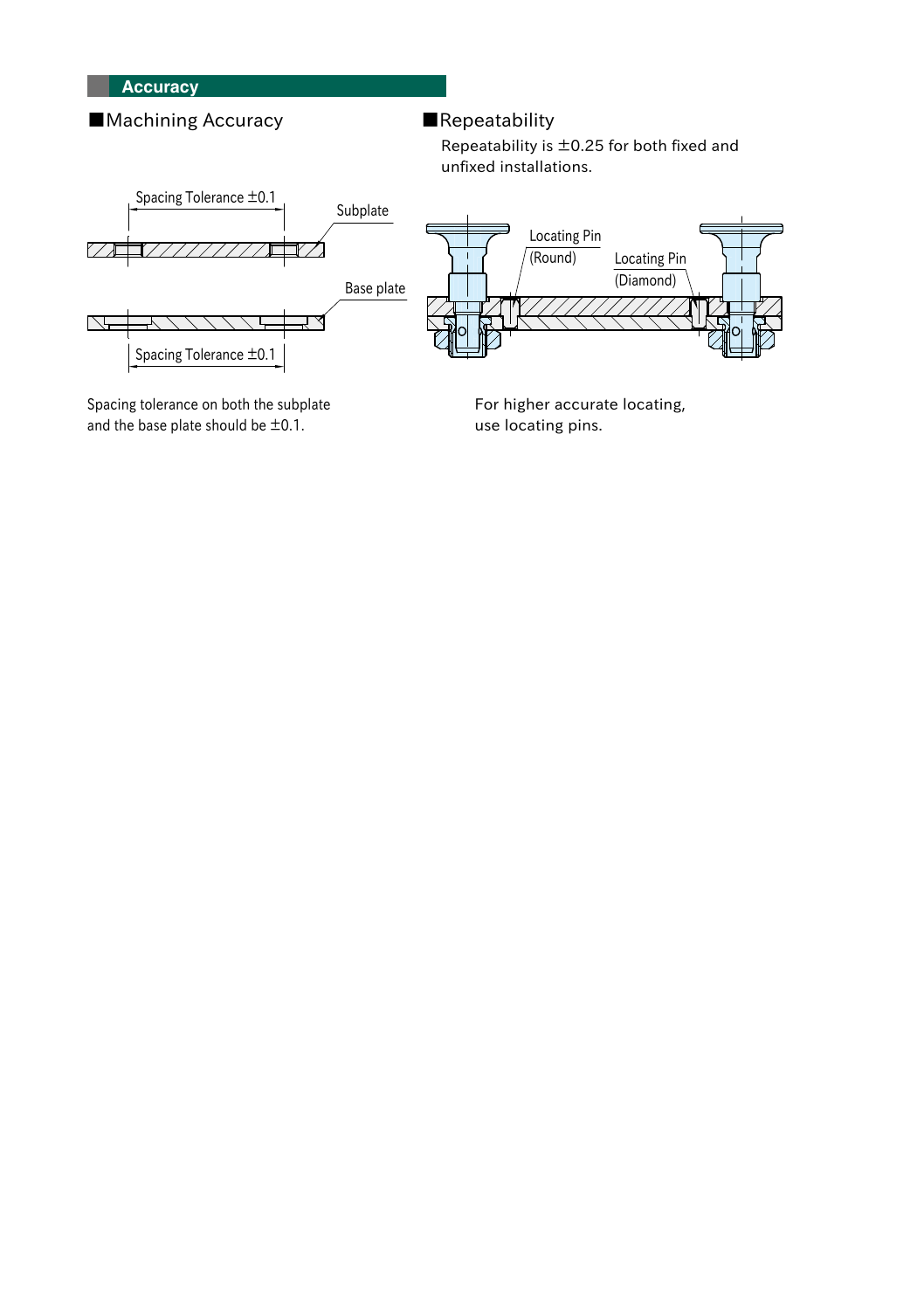## Accuracy

### ■Machining Accuracy

Spacing Tolerance ±0.1

Subplate

Base plate

Spacing Tolerance ±0.1

Spacing tolerance on both the subplate and the base plate should be ±0.1.

### ■Repeatability

Repeatability is ±0.25 for both fixed and unfixed installations.

Locating Pin (Round)

Locating Pin (Diamond)

For higher accurate locating, use locating pins.